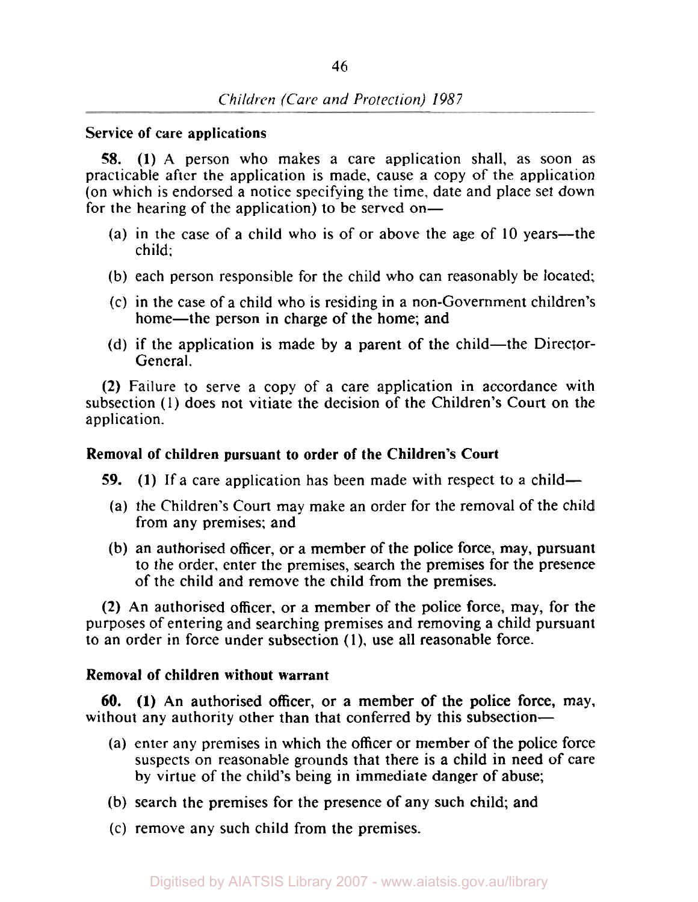### Service of care applications

**58.** **(1)** A person who makes a care application shall, as soon as practicable after the application is made, cause a copy of the application (on which is endorsed a notice specifying the time, date and place set down for the hearing of the application) to be served on—

- (a) in the case of a child who is of or above the age of 10 years—the child;
- (b) each person responsible for the child who can reasonably be located;
- (c) in the case of a child who is residing in a non-Government children's home—the person in charge of the home; and
- (d) if the application is made by a parent of the child—the Director-General.

**(2)** Failure to serve a copy of a care application in accordance with subsection (1) does not vitiate the decision of the Children's Court on the application.

### Removal of children pursuant to order of the Children's Court

**59.** **(1)** If a care application has been made with respect to a child—

- (a) the Children's Court may make an order for the removal of the child from any premises; and
- (b) an authorised officer, or a member of the police force, may, pursuant to the order, enter the premises, search the premises for the presence of the child and remove the child from the premises.

**(2)** An authorised officer, or a member of the police force, may, for the purposes of entering and searching premises and removing a child pursuant to an order in force under subsection (1), use all reasonable force.

### Removal of children without warrant

**60.** **(1)** An authorised officer, or a member of the police force, may, without any authority other than that conferred by this subsection—

- (a) enter any premises in which the officer or member of the police force suspects on reasonable grounds that there is a child in need of care by virtue of the child's being in immediate danger of abuse;
- (b) search the premises for the presence of any such child; and
- (c) remove any such child from the premises.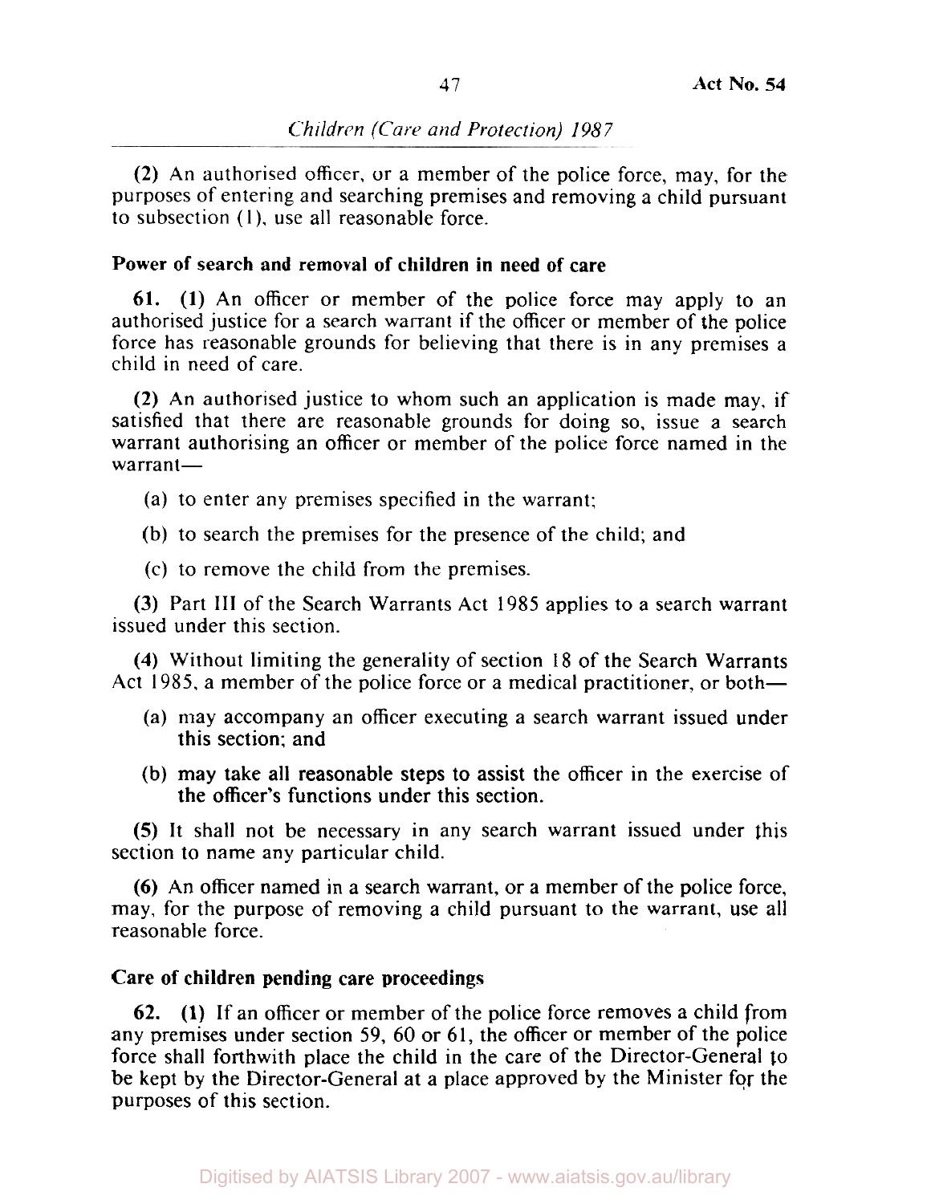(2) An authorised officer, or a member of the police force, may, for the purposes of entering and searching premises and removing a child pursuant to subsection (1), use all reasonable force.

**Power of search and removal of children in need of care**

**61.** **(1)** An officer or member of the police force may apply to an authorised justice for a search warrant if the officer or member of the police force has reasonable grounds for believing that there is in any premises a child in need of care.

**(2)** An authorised justice to whom such an application is made may, if satisfied that there are reasonable grounds for doing so, issue a search warrant authorising an officer or member of the police force named in the warrant—

(a) to enter any premises specified in the warrant;

(b) to search the premises for the presence of the child; and

(c) to remove the child from the premises.

**(3)** Part III of the Search Warrants Act 1985 applies to a search warrant issued under this section.

**(4)** Without limiting the generality of section 18 of the Search Warrants Act 1985, a member of the police force or a medical practitioner, or both—

(a) may accompany an officer executing a search warrant issued under this section; and

(b) may take all reasonable steps to assist the officer in the exercise of the officer's functions under this section.

**(5)** It shall not be necessary in any search warrant issued under this section to name any particular child.

**(6)** An officer named in a search warrant, or a member of the police force, may, for the purpose of removing a child pursuant to the warrant, use all reasonable force.

**Care of children pending care proceedings**

**62.** **(1)** If an officer or member of the police force removes a child from any premises under section 59, 60 or 61, the officer or member of the police force shall forthwith place the child in the care of the Director-General to be kept by the Director-General at a place approved by the Minister for the purposes of this section.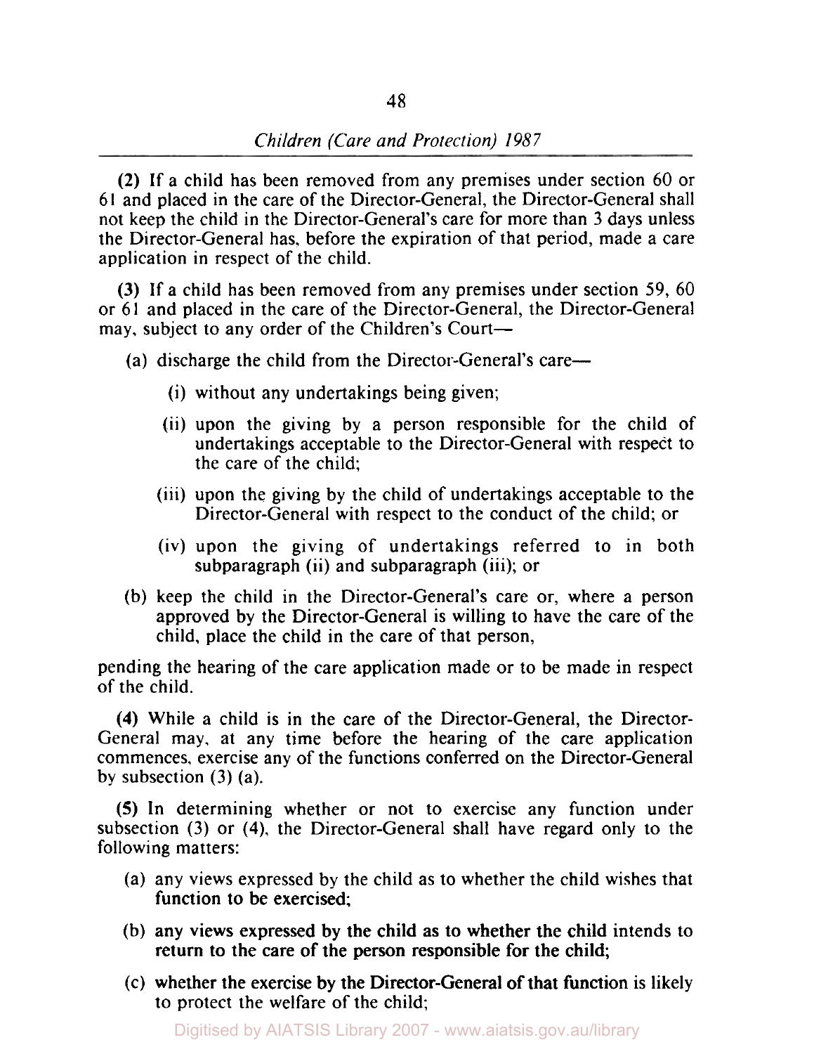**(2)** If a child has been removed from any premises under section 60 or 61 and placed in the care of the Director-General, the Director-General shall not keep the child in the Director-General's care for more than 3 days unless the Director-General has, before the expiration of that period, made a care application in respect of the child.

**(3)** If a child has been removed from any premises under section 59, 60 or 61 and placed in the care of the Director-General, the Director-General may, subject to any order of the Children's Court—

(a) discharge the child from the Director-General's care—

(i) without any undertakings being given;

(ii) upon the giving by a person responsible for the child of undertakings acceptable to the Director-General with respect to the care of the child;

(iii) upon the giving by the child of undertakings acceptable to the Director-General with respect to the conduct of the child; or

(iv) upon the giving of undertakings referred to in both subparagraph (ii) and subparagraph (iii); or

(b) keep the child in the Director-General's care or, where a person approved by the Director-General is willing to have the care of the child, place the child in the care of that person,

pending the hearing of the care application made or to be made in respect of the child.

**(4)** While a child is in the care of the Director-General, the Director-General may, at any time before the hearing of the care application commences, exercise any of the functions conferred on the Director-General by subsection (3) (a).

**(5)** In determining whether or not to exercise any function under subsection (3) or (4), the Director-General shall have regard only to the following matters:

(a) any views expressed by the child as to whether the child wishes that function to be exercised;

(b) any views expressed by the child as to whether the child intends to return to the care of the person responsible for the child;

(c) whether the exercise by the Director-General of that function is likely to protect the welfare of the child;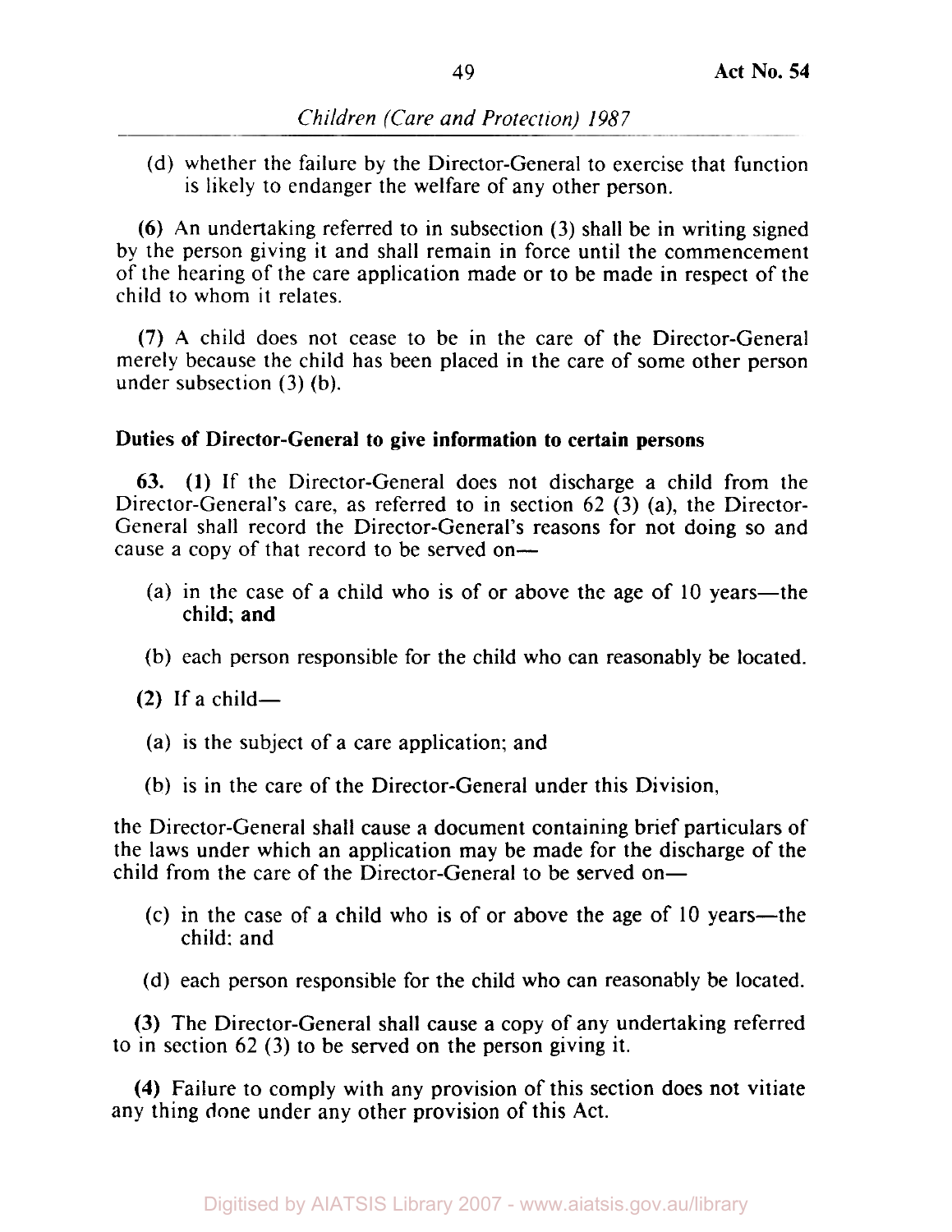(d) whether the failure by the Director-General to exercise that function is likely to endanger the welfare of any other person.

**(6)** An undertaking referred to in subsection (3) shall be in writing signed by the person giving it and shall remain in force until the commencement of the hearing of the care application made or to be made in respect of the child to whom it relates.

**(7)** A child does not cease to be in the care of the Director-General merely because the child has been placed in the care of some other person under subsection (3) (b).

**Duties of Director-General to give information to certain persons**

**63. (1)** If the Director-General does not discharge a child from the Director-General's care, as referred to in section 62 (3) (a), the Director-General shall record the Director-General's reasons for not doing so and cause a copy of that record to be served on—

(a) in the case of a child who is of or above the age of 10 years—the child; and

(b) each person responsible for the child who can reasonably be located.

**(2)** If a child—

(a) is the subject of a care application; and

(b) is in the care of the Director-General under this Division,

the Director-General shall cause a document containing brief particulars of the laws under which an application may be made for the discharge of the child from the care of the Director-General to be served on—

(c) in the case of a child who is of or above the age of 10 years—the child; and

(d) each person responsible for the child who can reasonably be located.

**(3)** The Director-General shall cause a copy of any undertaking referred to in section 62 (3) to be served on the person giving it.

**(4)** Failure to comply with any provision of this section does not vitiate any thing done under any other provision of this Act.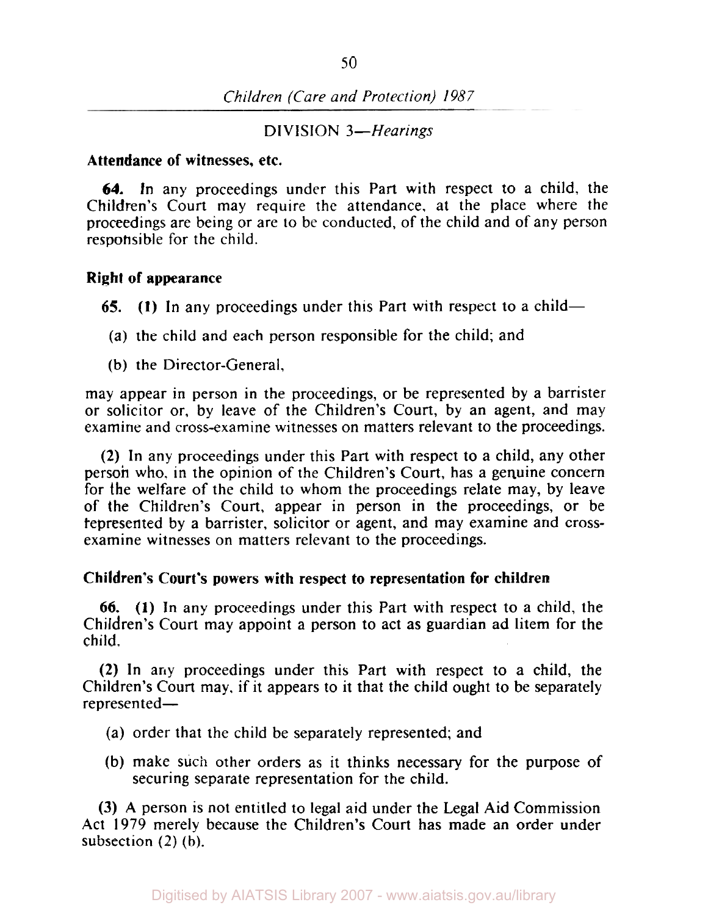## DIVISION 3—*Hearings*

**Attendance of witnesses, etc.**

**64.** In any proceedings under this Part with respect to a child, the Children's Court may require the attendance, at the place where the proceedings are being or are to be conducted, of the child and of any person responsible for the child.

**Right of appearance**

**65.** **(1)** In any proceedings under this Part with respect to a child—

(a) the child and each person responsible for the child; and

(b) the Director-General,

may appear in person in the proceedings, or be represented by a barrister or solicitor or, by leave of the Children's Court, by an agent, and may examine and cross-examine witnesses on matters relevant to the proceedings.

**(2)** In any proceedings under this Part with respect to a child, any other person who, in the opinion of the Children's Court, has a genuine concern for the welfare of the child to whom the proceedings relate may, by leave of the Children's Court, appear in person in the proceedings, or be represented by a barrister, solicitor or agent, and may examine and cross-examine witnesses on matters relevant to the proceedings.

**Children's Court's powers with respect to representation for children**

**66.** **(1)** In any proceedings under this Part with respect to a child, the Children's Court may appoint a person to act as guardian ad litem for the child.

**(2)** In any proceedings under this Part with respect to a child, the Children's Court may, if it appears to it that the child ought to be separately represented—

(a) order that the child be separately represented; and

(b) make such other orders as it thinks necessary for the purpose of securing separate representation for the child.

**(3)** A person is not entitled to legal aid under the Legal Aid Commission Act 1979 merely because the Children's Court has made an order under subsection (2) (b).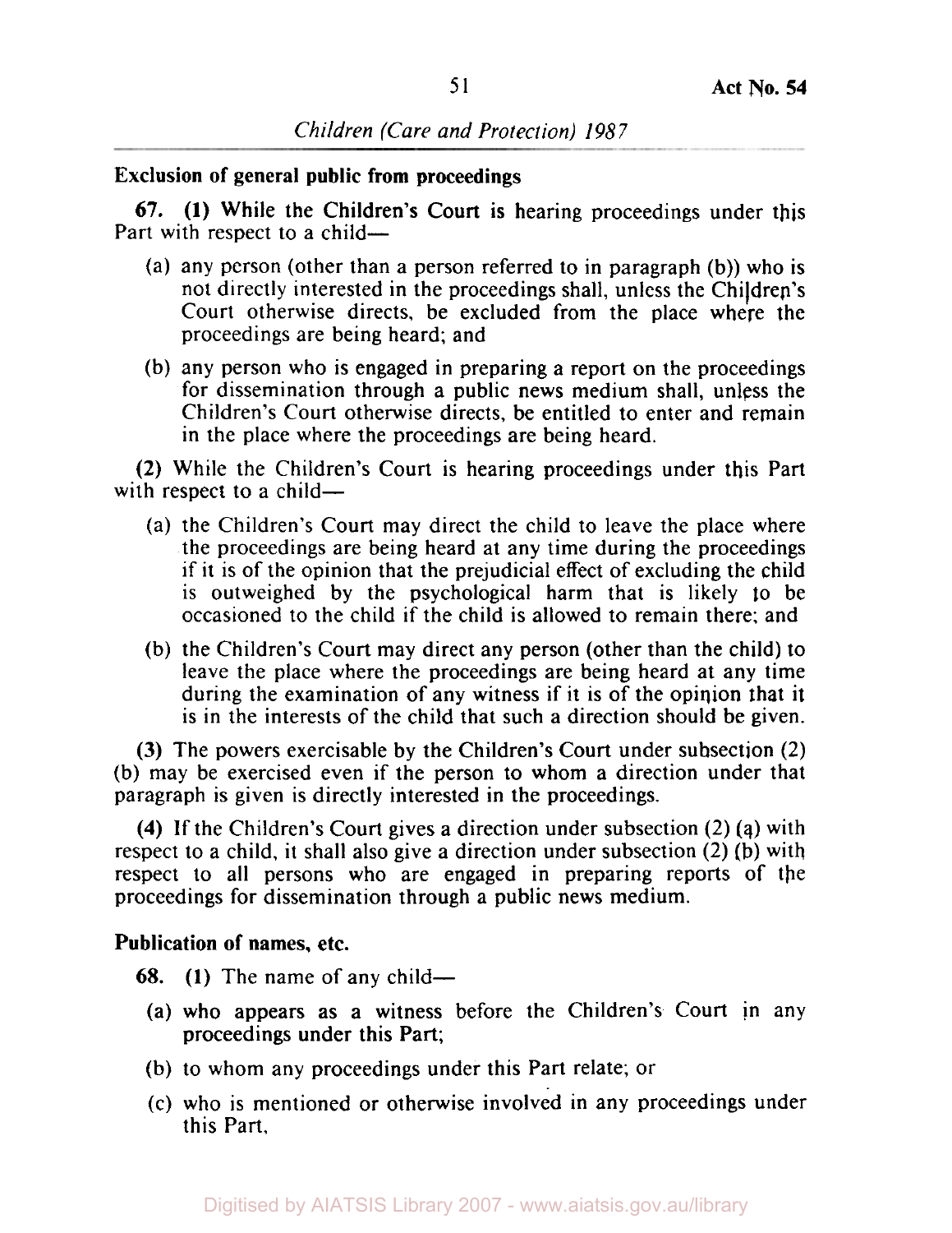**Exclusion of general public from proceedings**

**67.** **(1)** While the Children's Court is hearing proceedings under this Part with respect to a child—

(a) any person (other than a person referred to in paragraph (b)) who is not directly interested in the proceedings shall, unless the Children's Court otherwise directs, be excluded from the place where the proceedings are being heard; and

(b) any person who is engaged in preparing a report on the proceedings for dissemination through a public news medium shall, unless the Children's Court otherwise directs, be entitled to enter and remain in the place where the proceedings are being heard.

**(2)** While the Children's Court is hearing proceedings under this Part with respect to a child—

(a) the Children's Court may direct the child to leave the place where the proceedings are being heard at any time during the proceedings if it is of the opinion that the prejudicial effect of excluding the child is outweighed by the psychological harm that is likely to be occasioned to the child if the child is allowed to remain there; and

(b) the Children's Court may direct any person (other than the child) to leave the place where the proceedings are being heard at any time during the examination of any witness if it is of the opinion that it is in the interests of the child that such a direction should be given.

**(3)** The powers exercisable by the Children's Court under subsection (2) (b) may be exercised even if the person to whom a direction under that paragraph is given is directly interested in the proceedings.

**(4)** If the Children's Court gives a direction under subsection (2) (a) with respect to a child, it shall also give a direction under subsection (2) (b) with respect to all persons who are engaged in preparing reports of the proceedings for dissemination through a public news medium.

**Publication of names, etc.**

**68.** **(1)** The name of any child—

(a) who appears as a witness before the Children's Court in any proceedings under this Part;

(b) to whom any proceedings under this Part relate; or

(c) who is mentioned or otherwise involved in any proceedings under this Part,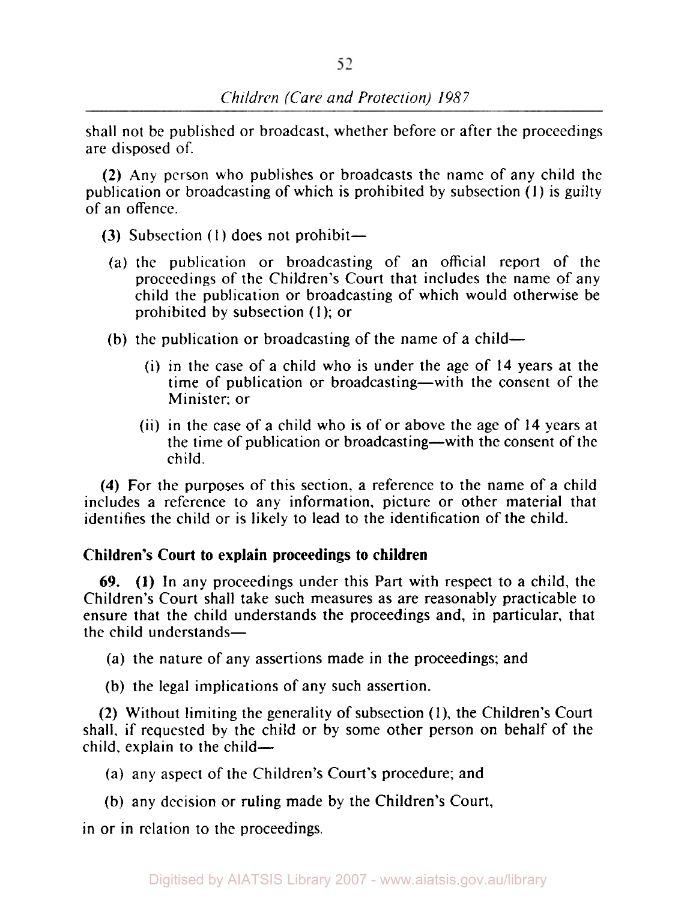shall not be published or broadcast, whether before or after the proceedings are disposed of.

**(2)** Any person who publishes or broadcasts the name of any child the publication or broadcasting of which is prohibited by subsection (1) is guilty of an offence.

**(3)** Subsection (1) does not prohibit—

(a) the publication or broadcasting of an official report of the proceedings of the Children's Court that includes the name of any child the publication or broadcasting of which would otherwise be prohibited by subsection (1); or

(b) the publication or broadcasting of the name of a child—

(i) in the case of a child who is under the age of 14 years at the time of publication or broadcasting—with the consent of the Minister; or

(ii) in the case of a child who is of or above the age of 14 years at the time of publication or broadcasting—with the consent of the child.

**(4)** For the purposes of this section, a reference to the name of a child includes a reference to any information, picture or other material that identifies the child or is likely to lead to the identification of the child.

### Children's Court to explain proceedings to children

**69. (1)** In any proceedings under this Part with respect to a child, the Children's Court shall take such measures as are reasonably practicable to ensure that the child understands the proceedings and, in particular, that the child understands—

(a) the nature of any assertions made in the proceedings; and

(b) the legal implications of any such assertion.

**(2)** Without limiting the generality of subsection (1), the Children's Court shall, if requested by the child or by some other person on behalf of the child, explain to the child—

(a) any aspect of the Children's Court's procedure; and

(b) any decision or ruling made by the Children's Court,

in or in relation to the proceedings.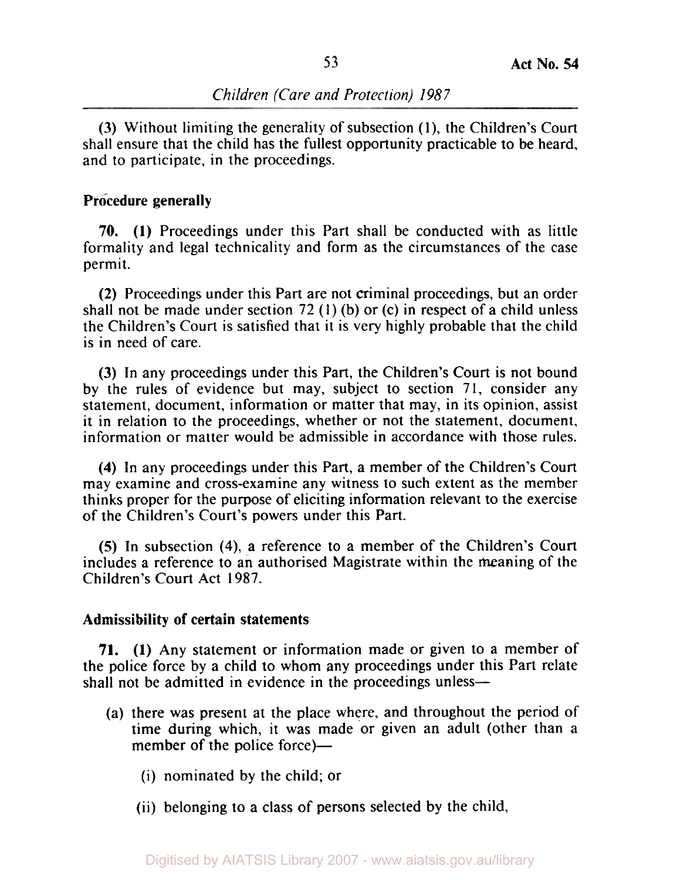(3) Without limiting the generality of subsection (1), the Children's Court shall ensure that the child has the fullest opportunity practicable to be heard, and to participate, in the proceedings.

**Procedure generally**

**70.** **(1)** Proceedings under this Part shall be conducted with as little formality and legal technicality and form as the circumstances of the case permit.

**(2)** Proceedings under this Part are not criminal proceedings, but an order shall not be made under section 72 (1) (b) or (c) in respect of a child unless the Children's Court is satisfied that it is very highly probable that the child is in need of care.

**(3)** In any proceedings under this Part, the Children's Court is not bound by the rules of evidence but may, subject to section 71, consider any statement, document, information or matter that may, in its opinion, assist it in relation to the proceedings, whether or not the statement, document, information or matter would be admissible in accordance with those rules.

**(4)** In any proceedings under this Part, a member of the Children's Court may examine and cross-examine any witness to such extent as the member thinks proper for the purpose of eliciting information relevant to the exercise of the Children's Court's powers under this Part.

**(5)** In subsection (4), a reference to a member of the Children's Court includes a reference to an authorised Magistrate within the meaning of the Children's Court Act 1987.

**Admissibility of certain statements**

**71.** **(1)** Any statement or information made or given to a member of the police force by a child to whom any proceedings under this Part relate shall not be admitted in evidence in the proceedings unless—

- (a) there was present at the place where, and throughout the period of time during which, it was made or given an adult (other than a member of the police force)—
  - (i) nominated by the child; or
  - (ii) belonging to a class of persons selected by the child,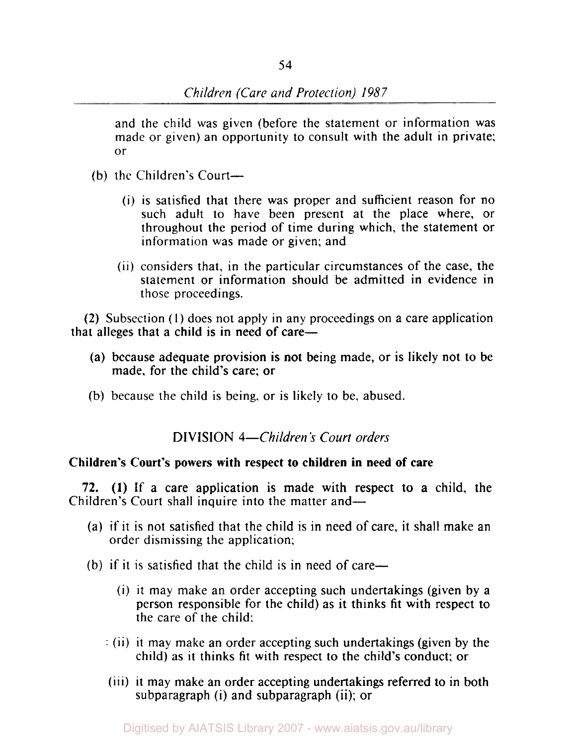and the child was given (before the statement or information was made or given) an opportunity to consult with the adult in private; or

(b) the Children's Court—

(i) is satisfied that there was proper and sufficient reason for no such adult to have been present at the place where, or throughout the period of time during which, the statement or information was made or given; and

(ii) considers that, in the particular circumstances of the case, the statement or information should be admitted in evidence in those proceedings.

(2) Subsection (1) does not apply in any proceedings on a care application that alleges that a child is in need of care—

(a) because adequate provision is not being made, or is likely not to be made, for the child's care; or

(b) because the child is being, or is likely to be, abused.

## DIVISION 4—*Children's Court orders*

### Children's Court's powers with respect to children in need of care

**72.** **(1)** If a care application is made with respect to a child, the Children's Court shall inquire into the matter and—

(a) if it is not satisfied that the child is in need of care, it shall make an order dismissing the application;

(b) if it is satisfied that the child is in need of care—

(i) it may make an order accepting such undertakings (given by a person responsible for the child) as it thinks fit with respect to the care of the child;

(ii) it may make an order accepting such undertakings (given by the child) as it thinks fit with respect to the child's conduct; or

(iii) it may make an order accepting undertakings referred to in both subparagraph (i) and subparagraph (ii); or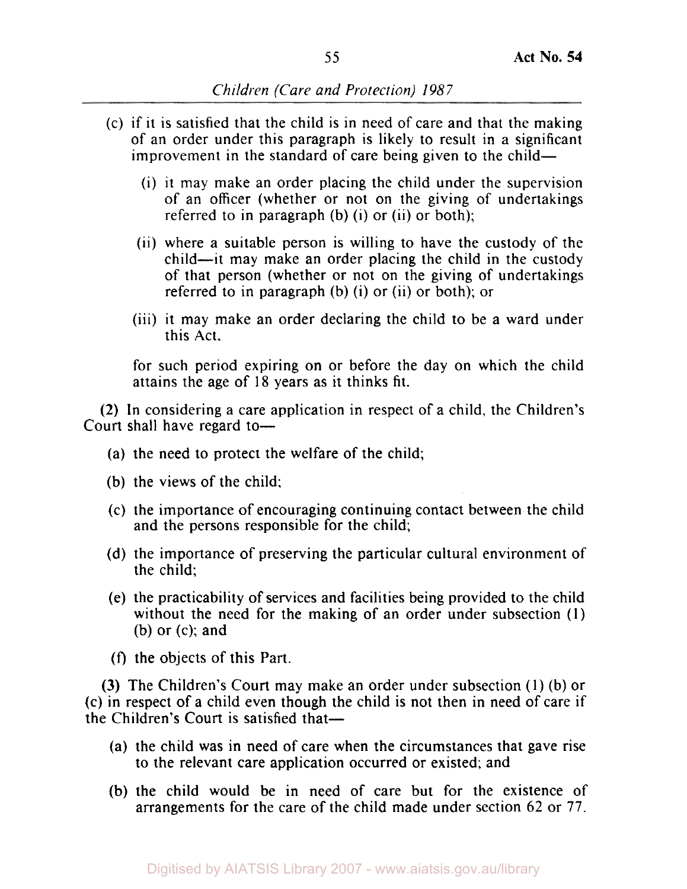(c) if it is satisfied that the child is in need of care and that the making of an order under this paragraph is likely to result in a significant improvement in the standard of care being given to the child—

   (i) it may make an order placing the child under the supervision of an officer (whether or not on the giving of undertakings referred to in paragraph (b) (i) or (ii) or both);

   (ii) where a suitable person is willing to have the custody of the child—it may make an order placing the child in the custody of that person (whether or not on the giving of undertakings referred to in paragraph (b) (i) or (ii) or both); or

   (iii) it may make an order declaring the child to be a ward under this Act,

for such period expiring on or before the day on which the child attains the age of 18 years as it thinks fit.

**(2)** In considering a care application in respect of a child, the Children's Court shall have regard to—

(a) the need to protect the welfare of the child;

(b) the views of the child;

(c) the importance of encouraging continuing contact between the child and the persons responsible for the child;

(d) the importance of preserving the particular cultural environment of the child;

(e) the practicability of services and facilities being provided to the child without the need for the making of an order under subsection (1) (b) or (c); and

(f) the objects of this Part.

**(3)** The Children's Court may make an order under subsection (1) (b) or (c) in respect of a child even though the child is not then in need of care if the Children's Court is satisfied that—

(a) the child was in need of care when the circumstances that gave rise to the relevant care application occurred or existed; and

(b) the child would be in need of care but for the existence of arrangements for the care of the child made under section 62 or 77.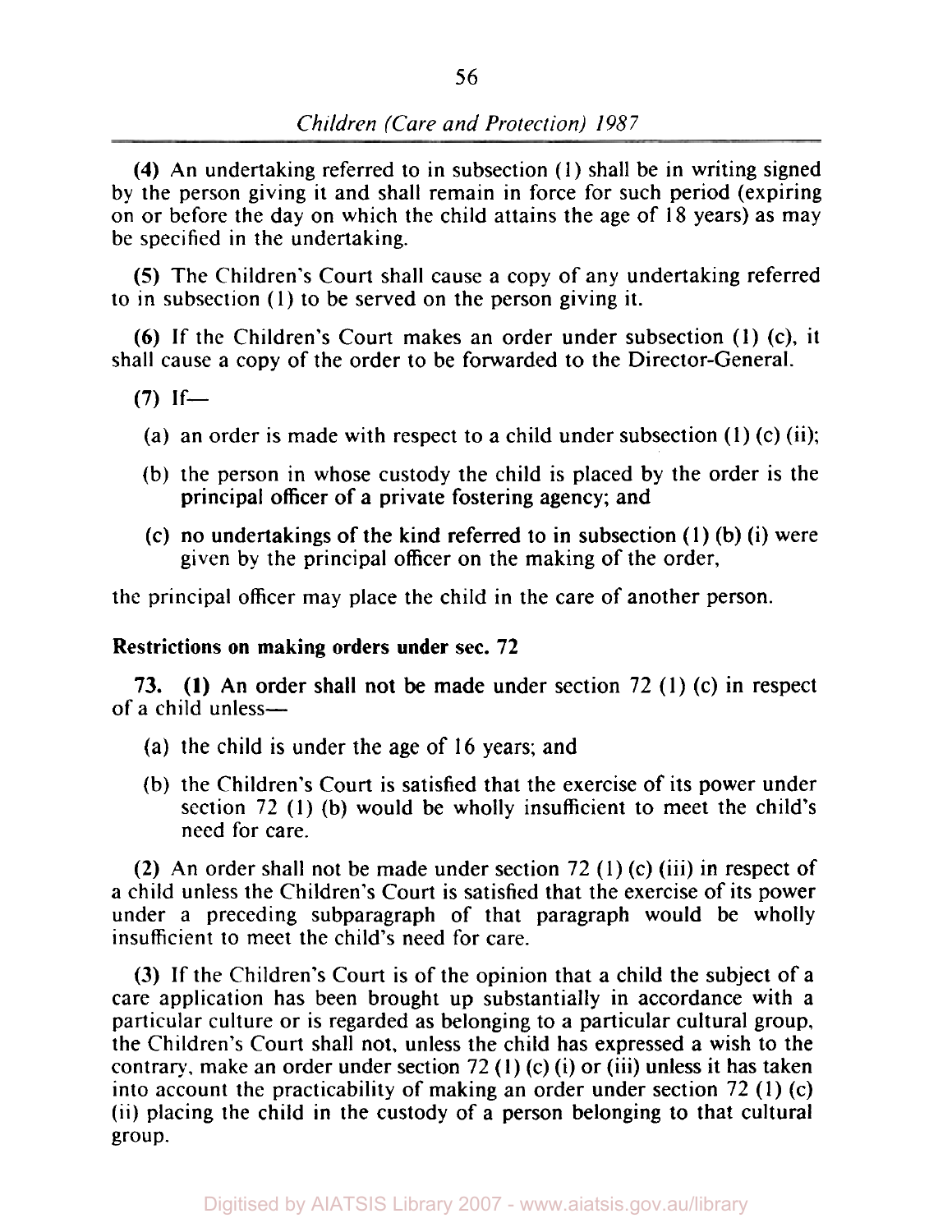**(4)** An undertaking referred to in subsection (1) shall be in writing signed by the person giving it and shall remain in force for such period (expiring on or before the day on which the child attains the age of 18 years) as may be specified in the undertaking.

**(5)** The Children's Court shall cause a copy of any undertaking referred to in subsection (1) to be served on the person giving it.

**(6)** If the Children's Court makes an order under subsection (1) (c), it shall cause a copy of the order to be forwarded to the Director-General.

**(7)** If—

(a) an order is made with respect to a child under subsection (1) (c) (ii);

(b) the person in whose custody the child is placed by the order is the principal officer of a private fostering agency; and

(c) no undertakings of the kind referred to in subsection (1) (b) (i) were given by the principal officer on the making of the order,

the principal officer may place the child in the care of another person.

**Restrictions on making orders under sec. 72**

**73. (1)** An order shall not be made under section 72 (1) (c) in respect of a child unless—

(a) the child is under the age of 16 years; and

(b) the Children's Court is satisfied that the exercise of its power under section 72 (1) (b) would be wholly insufficient to meet the child's need for care.

**(2)** An order shall not be made under section 72 (1) (c) (iii) in respect of a child unless the Children's Court is satisfied that the exercise of its power under a preceding subparagraph of that paragraph would be wholly insufficient to meet the child's need for care.

**(3)** If the Children's Court is of the opinion that a child the subject of a care application has been brought up substantially in accordance with a particular culture or is regarded as belonging to a particular cultural group, the Children's Court shall not, unless the child has expressed a wish to the contrary, make an order under section 72 (1) (c) (i) or (iii) unless it has taken into account the practicability of making an order under section 72 (1) (c) (ii) placing the child in the custody of a person belonging to that cultural group.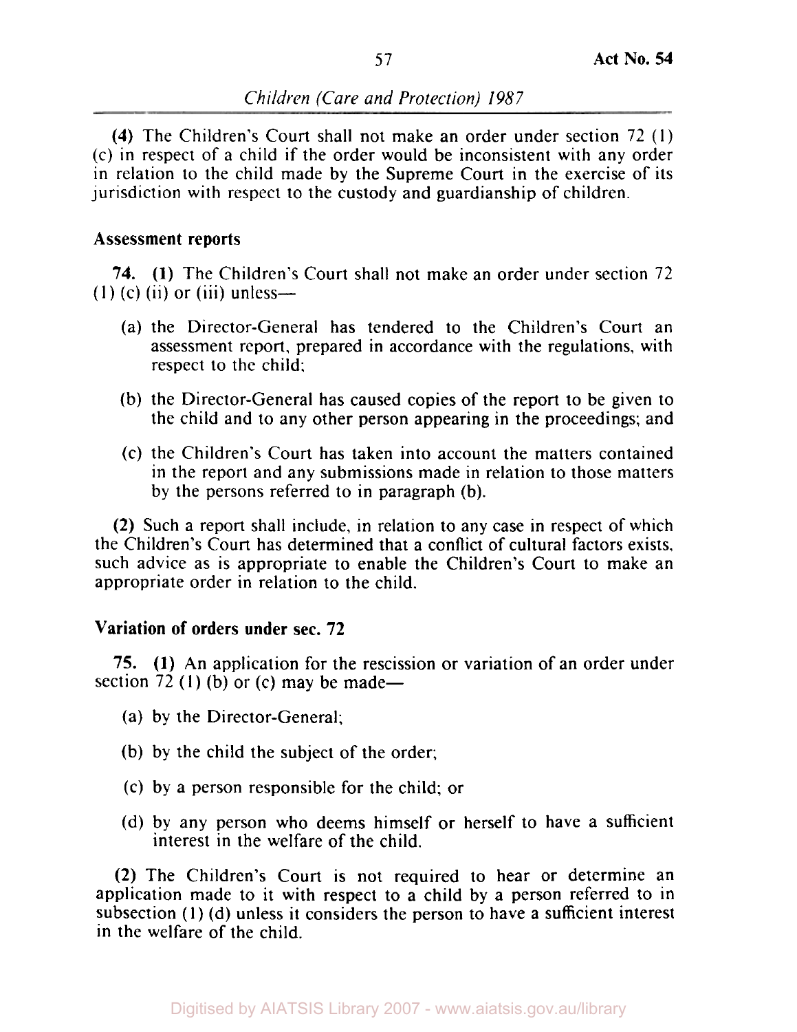**(4)** The Children's Court shall not make an order under section 72 (1) (c) in respect of a child if the order would be inconsistent with any order in relation to the child made by the Supreme Court in the exercise of its jurisdiction with respect to the custody and guardianship of children.

### Assessment reports

**74. (1)** The Children's Court shall not make an order under section 72 (1) (c) (ii) or (iii) unless—

(a) the Director-General has tendered to the Children's Court an assessment report, prepared in accordance with the regulations, with respect to the child;

(b) the Director-General has caused copies of the report to be given to the child and to any other person appearing in the proceedings; and

(c) the Children's Court has taken into account the matters contained in the report and any submissions made in relation to those matters by the persons referred to in paragraph (b).

**(2)** Such a report shall include, in relation to any case in respect of which the Children's Court has determined that a conflict of cultural factors exists, such advice as is appropriate to enable the Children's Court to make an appropriate order in relation to the child.

### Variation of orders under sec. 72

**75. (1)** An application for the rescission or variation of an order under section 72 (1) (b) or (c) may be made—

(a) by the Director-General;

(b) by the child the subject of the order;

(c) by a person responsible for the child; or

(d) by any person who deems himself or herself to have a sufficient interest in the welfare of the child.

**(2)** The Children's Court is not required to hear or determine an application made to it with respect to a child by a person referred to in subsection (1) (d) unless it considers the person to have a sufficient interest in the welfare of the child.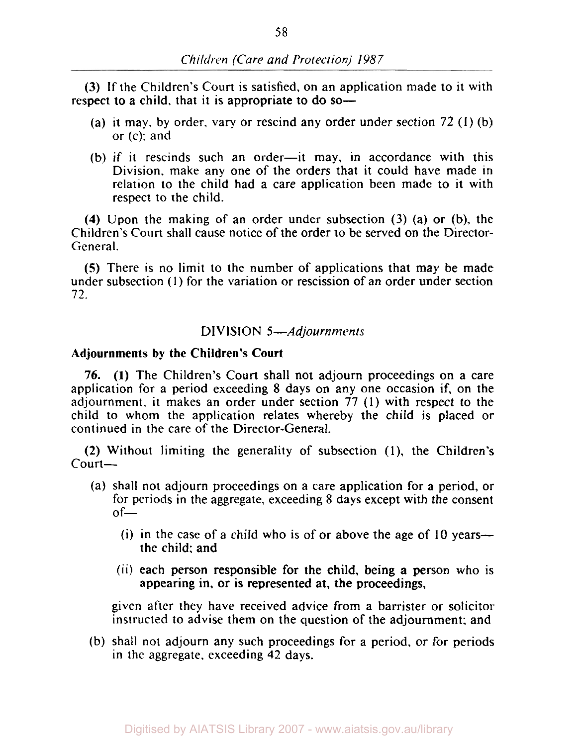(3) If the Children's Court is satisfied, on an application made to it with respect to a child, that it is appropriate to do so—

(a) it may, by order, vary or rescind any order under section 72 (1) (b) or (c); and

(b) if it rescinds such an order—it may, in accordance with this Division, make any one of the orders that it could have made in relation to the child had a care application been made to it with respect to the child.

(4) Upon the making of an order under subsection (3) (a) or (b), the Children's Court shall cause notice of the order to be served on the Director-General.

(5) There is no limit to the number of applications that may be made under subsection (1) for the variation or rescission of an order under section 72.

## DIVISION 5—*Adjournments*

**Adjournments by the Children's Court**

**76.** **(1)** The Children's Court shall not adjourn proceedings on a care application for a period exceeding 8 days on any one occasion if, on the adjournment, it makes an order under section 77 (1) with respect to the child to whom the application relates whereby the child is placed or continued in the care of the Director-General.

**(2)** Without limiting the generality of subsection (1), the Children's Court—

(a) shall not adjourn proceedings on a care application for a period, or for periods in the aggregate, exceeding 8 days except with the consent of—

(i) in the case of a child who is of or above the age of 10 years—the child; and

(ii) each person responsible for the child, being a person who is appearing in, or is represented at, the proceedings,

given after they have received advice from a barrister or solicitor instructed to advise them on the question of the adjournment; and

(b) shall not adjourn any such proceedings for a period, or for periods in the aggregate, exceeding 42 days.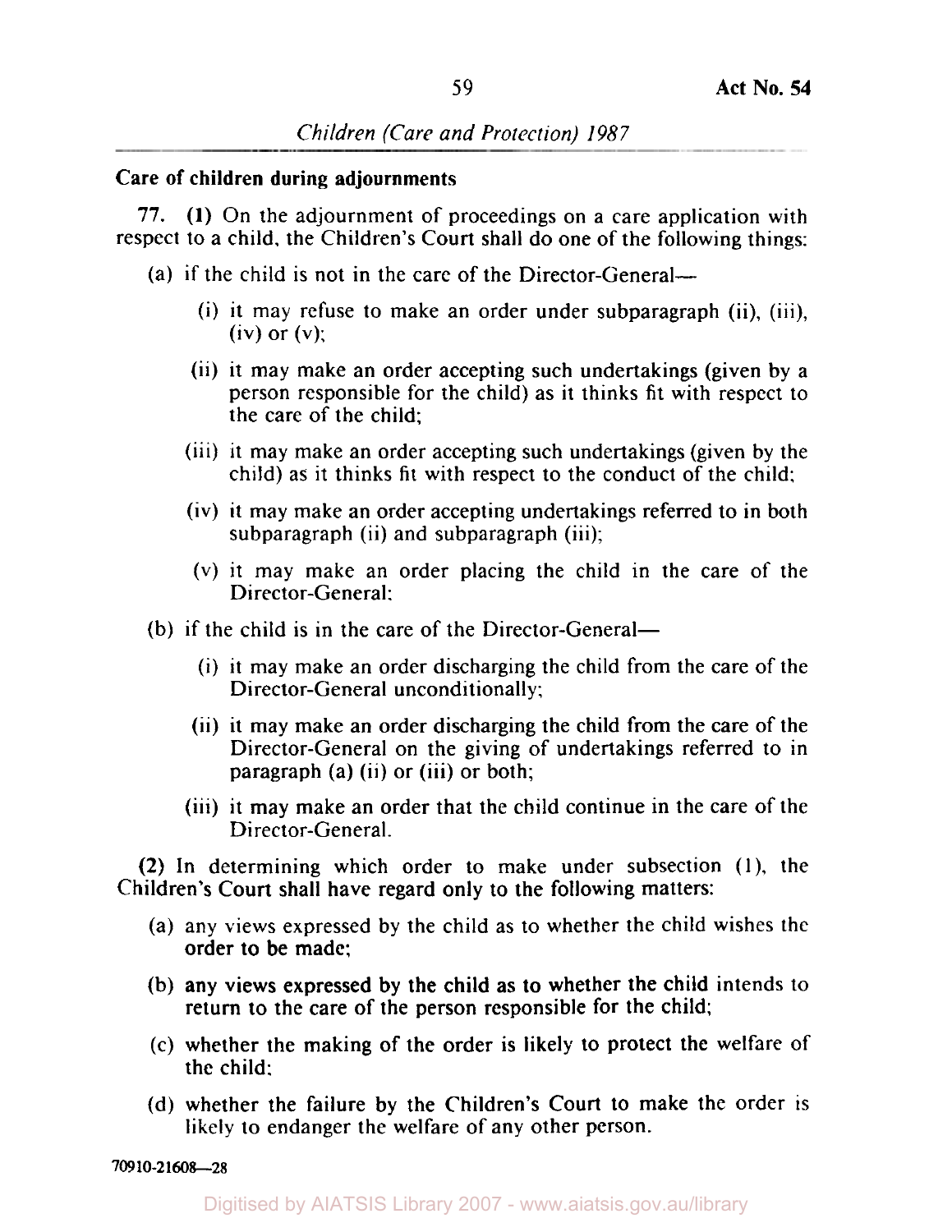**Care of children during adjournments**

**77. (1)** On the adjournment of proceedings on a care application with respect to a child, the Children's Court shall do one of the following things:

- (a) if the child is not in the care of the Director-General—
  - (i) it may refuse to make an order under subparagraph (ii), (iii), (iv) or (v);
  - (ii) it may make an order accepting such undertakings (given by a person responsible for the child) as it thinks fit with respect to the care of the child;
  - (iii) it may make an order accepting such undertakings (given by the child) as it thinks fit with respect to the conduct of the child;
  - (iv) it may make an order accepting undertakings referred to in both subparagraph (ii) and subparagraph (iii);
  - (v) it may make an order placing the child in the care of the Director-General;
- (b) if the child is in the care of the Director-General—
  - (i) it may make an order discharging the child from the care of the Director-General unconditionally;
  - (ii) it may make an order discharging the child from the care of the Director-General on the giving of undertakings referred to in paragraph (a) (ii) or (iii) or both;
  - (iii) it may make an order that the child continue in the care of the Director-General.

**(2)** In determining which order to make under subsection (1), the Children's Court shall have regard only to the following matters:

- (a) any views expressed by the child as to whether the child wishes the order to be made;
- (b) any views expressed by the child as to whether the child intends to return to the care of the person responsible for the child;
- (c) whether the making of the order is likely to protect the welfare of the child;
- (d) whether the failure by the Children's Court to make the order is likely to endanger the welfare of any other person.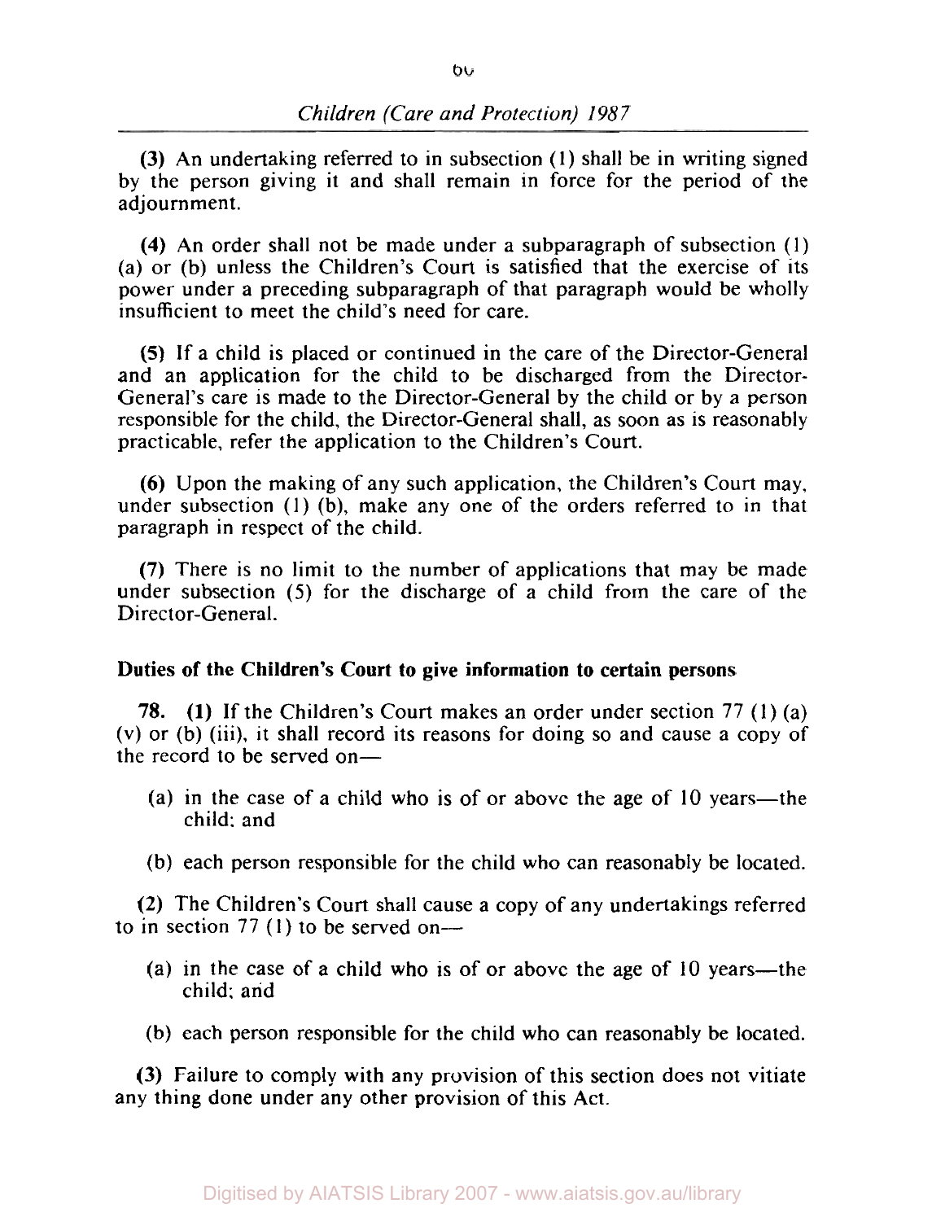(3) An undertaking referred to in subsection (1) shall be in writing signed by the person giving it and shall remain in force for the period of the adjournment.

(4) An order shall not be made under a subparagraph of subsection (1) (a) or (b) unless the Children's Court is satisfied that the exercise of its power under a preceding subparagraph of that paragraph would be wholly insufficient to meet the child's need for care.

(5) If a child is placed or continued in the care of the Director-General and an application for the child to be discharged from the Director-General's care is made to the Director-General by the child or by a person responsible for the child, the Director-General shall, as soon as is reasonably practicable, refer the application to the Children's Court.

(6) Upon the making of any such application, the Children's Court may, under subsection (1) (b), make any one of the orders referred to in that paragraph in respect of the child.

(7) There is no limit to the number of applications that may be made under subsection (5) for the discharge of a child from the care of the Director-General.

**Duties of the Children's Court to give information to certain persons**

**78.** **(1)** If the Children's Court makes an order under section 77 (1) (a) (v) or (b) (iii), it shall record its reasons for doing so and cause a copy of the record to be served on—

(a) in the case of a child who is of or above the age of 10 years—the child; and

(b) each person responsible for the child who can reasonably be located.

**(2)** The Children's Court shall cause a copy of any undertakings referred to in section 77 (1) to be served on—

(a) in the case of a child who is of or above the age of 10 years—the child; and

(b) each person responsible for the child who can reasonably be located.

**(3)** Failure to comply with any provision of this section does not vitiate any thing done under any other provision of this Act.